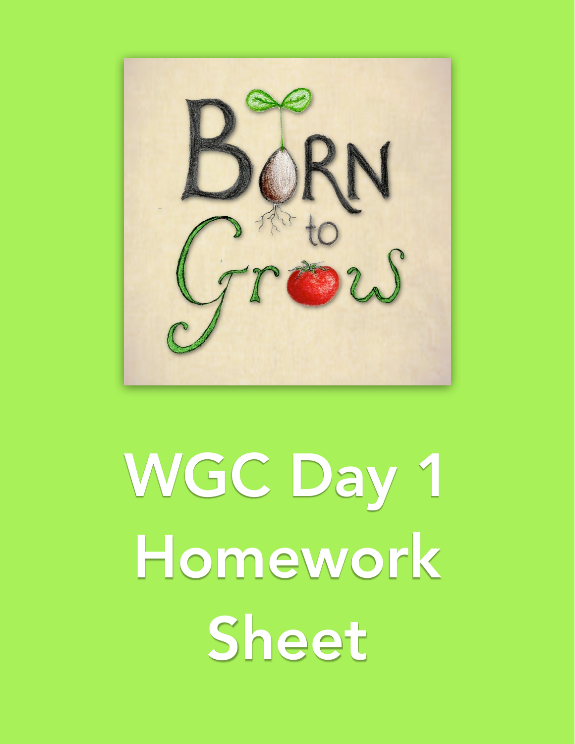Born to Grow

# WGC Day 1 Homework Sheet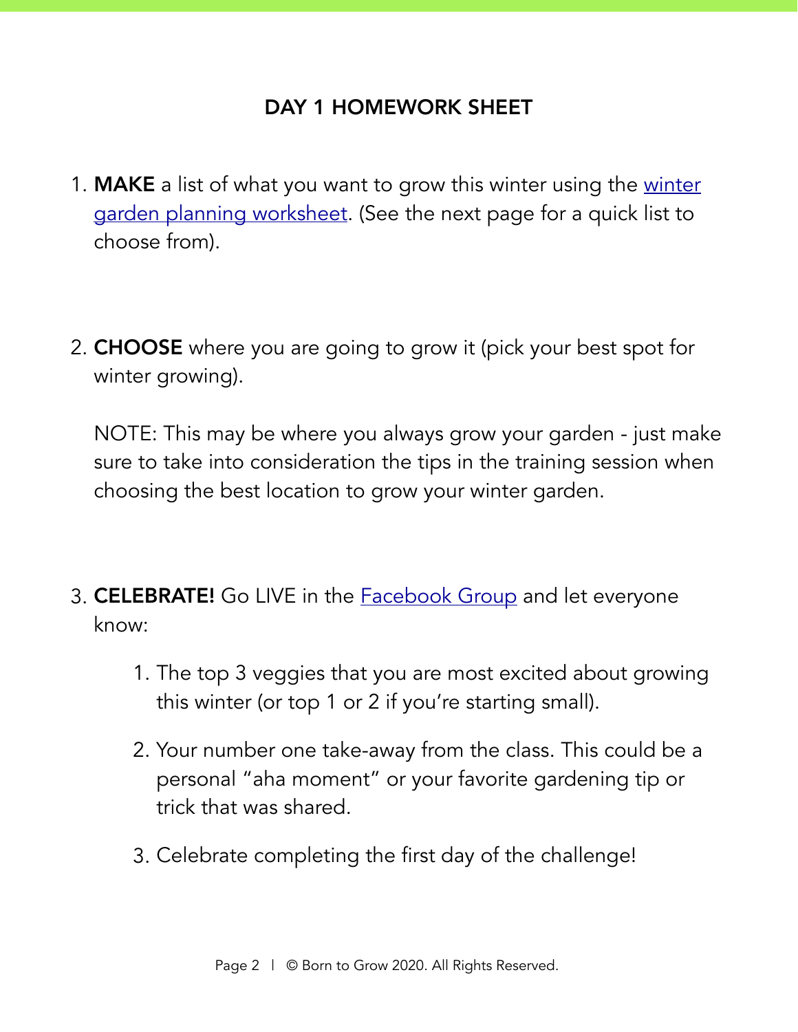## DAY 1 HOMEWORK SHEET

1. **MAKE** a list of what you want to grow this winter using the winter garden planning worksheet. (See the next page for a quick list to choose from).

2. **CHOOSE** where you are going to grow it (pick your best spot for winter growing).

   NOTE: This may be where you always grow your garden - just make sure to take into consideration the tips in the training session when choosing the best location to grow your winter garden.

3. **CELEBRATE!** Go LIVE in the Facebook Group and let everyone know:

   1. The top 3 veggies that you are most excited about growing this winter (or top 1 or 2 if you're starting small).
   2. Your number one take-away from the class. This could be a personal "aha moment" or your favorite gardening tip or trick that was shared.
   3. Celebrate completing the first day of the challenge!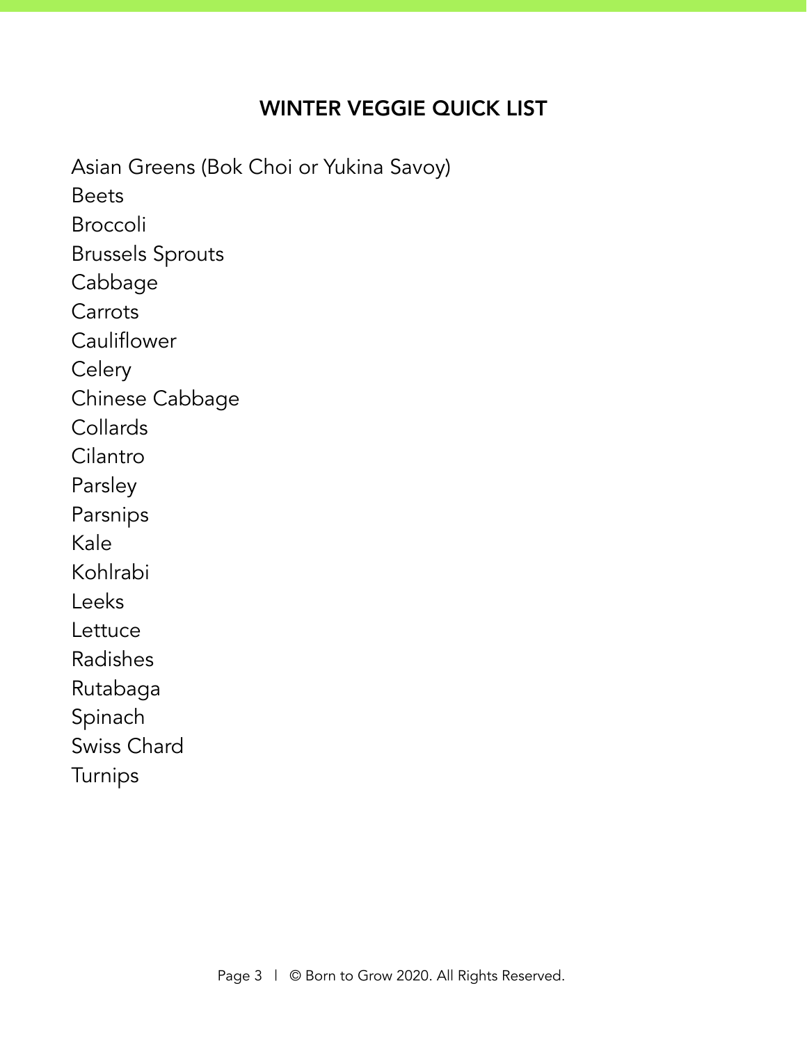## WINTER VEGGIE QUICK LIST

Asian Greens (Bok Choi or Yukina Savoy)
Beets
Broccoli
Brussels Sprouts
Cabbage
Carrots
Cauliflower
Celery
Chinese Cabbage
Collards
Cilantro
Parsley
Parsnips
Kale
Kohlrabi
Leeks
Lettuce
Radishes
Rutabaga
Spinach
Swiss Chard
Turnips

© Born to Grow 2020. All Rights Reserved.